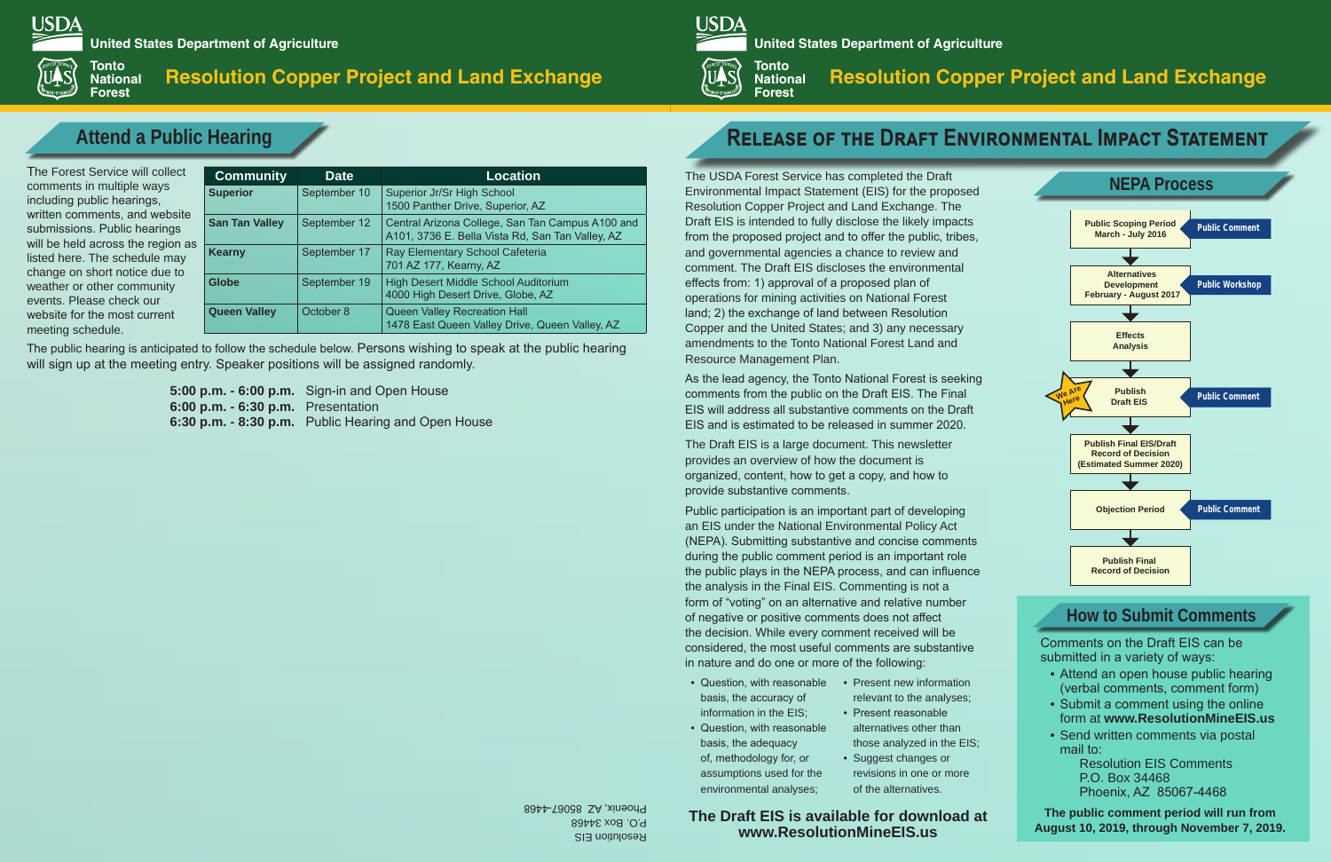USDA United States Department of Agriculture

Tonto National Forest

# Resolution Copper Project and Land Exchange

## Attend a Public Hearing

The Forest Service will collect comments in multiple ways including public hearings, written comments, and website submissions. Public hearings will be held across the region as listed here. The schedule may change on short notice due to weather or other community events. Please check our website for the most current meeting schedule.

| Community | Date | Location |
|---|---|---|
| **Superior** | September 10 | Superior Jr/Sr High School<br>1500 Panther Drive, Superior, AZ |
| **San Tan Valley** | September 12 | Central Arizona College, San Tan Campus A100 and A101, 3736 E. Bella Vista Rd, San Tan Valley, AZ |
| **Kearny** | September 17 | Ray Elementary School Cafeteria<br>701 AZ 177, Kearny, AZ |
| **Globe** | September 19 | High Desert Middle School Auditorium<br>4000 High Desert Drive, Globe, AZ |
| **Queen Valley** | October 8 | Queen Valley Recreation Hall<br>1478 East Queen Valley Drive, Queen Valley, AZ |

The public hearing is anticipated to follow the schedule below. Persons wishing to speak at the public hearing will sign up at the meeting entry. Speaker positions will be assigned randomly.

**5:00 p.m. - 6:00 p.m.** Sign-in and Open House
**6:00 p.m. - 6:30 p.m.** Presentation
**6:30 p.m. - 8:30 p.m.** Public Hearing and Open House

Resolution EIS
P.O. Box 34468
Phoenix, AZ 85067-4468

## Release of the Draft Environmental Impact Statement

The USDA Forest Service has completed the Draft Environmental Impact Statement (EIS) for the proposed Resolution Copper Project and Land Exchange. The Draft EIS is intended to fully disclose the likely impacts from the proposed project and to offer the public, tribes, and governmental agencies a chance to review and comment. The Draft EIS discloses the environmental effects from: 1) approval of a proposed plan of operations for mining activities on National Forest land; 2) the exchange of land between Resolution Copper and the United States; and 3) any necessary amendments to the Tonto National Forest Land and Resource Management Plan.

As the lead agency, the Tonto National Forest is seeking comments from the public on the Draft EIS. The Final EIS will address all substantive comments on the Draft EIS and is estimated to be released in summer 2020.

The Draft EIS is a large document. This newsletter provides an overview of how the document is organized, content, how to get a copy, and how to provide substantive comments.

Public participation is an important part of developing an EIS under the National Environmental Policy Act (NEPA). Submitting substantive and concise comments during the public comment period is an important role the public plays in the NEPA process, and can influence the analysis in the Final EIS. Commenting is not a form of "voting" on an alternative and relative number of negative or positive comments does not affect the decision. While every comment received will be considered, the most useful comments are substantive in nature and do one or more of the following:

- Question, with reasonable basis, the accuracy of information in the EIS;
- Question, with reasonable basis, the adequacy of, methodology for, or assumptions used for the environmental analyses;
- Present new information relevant to the analyses;
- Present reasonable alternatives other than those analyzed in the EIS;
- Suggest changes or revisions in one or more of the alternatives.

**The Draft EIS is available for download at www.ResolutionMineEIS.us**

### NEPA Process

- Public Scoping Period, March - July 2016 — Public Comment
- Alternatives Development, February - August 2017 — Public Workshop
- Effects Analysis
- Publish Draft EIS (We Are Here) — Public Comment
- Publish Final EIS/Draft Record of Decision (Estimated Summer 2020)
- Objection Period — Public Comment
- Publish Final Record of Decision

### How to Submit Comments

Comments on the Draft EIS can be submitted in a variety of ways:

- Attend an open house public hearing (verbal comments, comment form)
- Submit a comment using the online form at **www.ResolutionMineEIS.us**
- Send written comments via postal mail to:
  Resolution EIS Comments
  P.O. Box 34468
  Phoenix, AZ 85067-4468

**The public comment period will run from August 10, 2019, through November 7, 2019.**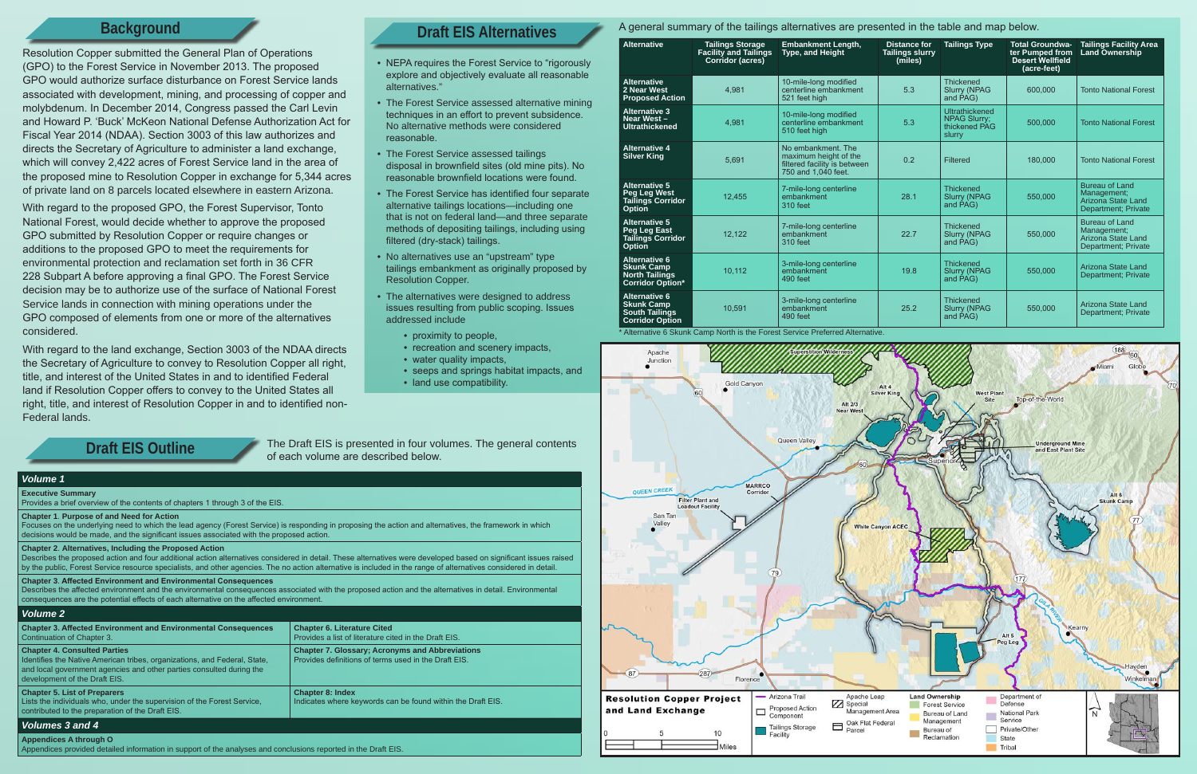## Background

Resolution Copper submitted the General Plan of Operations (GPO) to the Forest Service in November 2013. The proposed GPO would authorize surface disturbance on Forest Service lands associated with development, mining, and processing of copper and molybdenum. In December 2014, Congress passed the Carl Levin and Howard P. 'Buck' McKeon National Defense Authorization Act for Fiscal Year 2014 (NDAA). Section 3003 of this law authorizes and directs the Secretary of Agriculture to administer a land exchange, which will convey 2,422 acres of Forest Service land in the area of the proposed mine to Resolution Copper in exchange for 5,344 acres of private land on 8 parcels located elsewhere in eastern Arizona.

With regard to the proposed GPO, the Forest Supervisor, Tonto National Forest, would decide whether to approve the proposed GPO submitted by Resolution Copper or require changes or additions to the proposed GPO to meet the requirements for environmental protection and reclamation set forth in 36 CFR 228 Subpart A before approving a final GPO. The Forest Service decision may be to authorize use of the surface of National Forest Service lands in connection with mining operations under the GPO composed of elements from one or more of the alternatives considered.

With regard to the land exchange, Section 3003 of the NDAA directs the Secretary of Agriculture to convey to Resolution Copper all right, title, and interest of the United States in and to identified Federal land if Resolution Copper offers to convey to the United States all right, title, and interest of Resolution Copper in and to identified non-Federal lands.

## Draft EIS Alternatives

- NEPA requires the Forest Service to "rigorously explore and objectively evaluate all reasonable alternatives."
- The Forest Service assessed alternative mining techniques in an effort to prevent subsidence. No alternative methods were considered reasonable.
- The Forest Service assessed tailings disposal in brownfield sites (old mine pits). No reasonable brownfield locations were found.
- The Forest Service has identified four separate alternative tailings locations—including one that is not on federal land—and three separate methods of depositing tailings, including using filtered (dry-stack) tailings.
- No alternatives use an "upstream" type tailings embankment as originally proposed by Resolution Copper.
- The alternatives were designed to address issues resulting from public scoping. Issues addressed include
  - proximity to people,
  - recreation and scenery impacts,
  - water quality impacts,
  - seeps and springs habitat impacts, and
  - land use compatibility.

A general summary of the tailings alternatives are presented in the table and map below.

| Alternative | Tailings Storage Facility and Tailings Corridor (acres) | Embankment Length, Type, and Height | Distance for Tailings slurry (miles) | Tailings Type | Total Groundwater Pumped from Desert Wellfield (acre-feet) | Tailings Facility Area Land Ownership |
|---|---|---|---|---|---|---|
| **Alternative 2 Near West Proposed Action** | 4,981 | 10-mile-long modified centerline embankment 521 feet high | 5.3 | Thickened Slurry (NPAG and PAG) | 600,000 | Tonto National Forest |
| **Alternative 3 Near West – Ultrathickened** | 4,981 | 10-mile-long modified centerline embankment 510 feet high | 5.3 | Ultrathickened NPAG Slurry; thickened PAG slurry | 500,000 | Tonto National Forest |
| **Alternative 4 Silver King** | 5,691 | No embankment. The maximum height of the filtered facility is between 750 and 1,040 feet. | 0.2 | Filtered | 180,000 | Tonto National Forest |
| **Alternative 5 Peg Leg West Tailings Corridor Option** | 12,455 | 7-mile-long centerline embankment 310 feet | 28.1 | Thickened Slurry (NPAG and PAG) | 550,000 | Bureau of Land Management; Arizona State Land Department; Private |
| **Alternative 5 Peg Leg East Tailings Corridor Option** | 12,122 | 7-mile-long centerline embankment 310 feet | 22.7 | Thickened Slurry (NPAG and PAG) | 550,000 | Bureau of Land Management; Arizona State Land Department; Private |
| **Alternative 6 Skunk Camp North Tailings Corridor Option*** | 10,112 | 3-mile-long centerline embankment 490 feet | 19.8 | Thickened Slurry (NPAG and PAG) | 550,000 | Arizona State Land Department; Private |
| **Alternative 6 Skunk Camp South Tailings Corridor Option** | 10,591 | 3-mile-long centerline embankment 490 feet | 25.2 | Thickened Slurry (NPAG and PAG) | 550,000 | Arizona State Land Department; Private |

\* Alternative 6 Skunk Camp North is the Forest Service Preferred Alternative.

Apache Junction
Superstition Wilderness
Gold Canyon
60
Alt 4 Silver King
Alt 2/3 Near West
West Plant Site
Top-of-the-World
Queen Valley
Superior
60
Underground Mine and East Plant Site
QUEEN CREEK
MARRCO Corridor
Filter Plant and Loadout Facility
San Tan Valley
Alt 6 Skunk Camp
White Canyon ACEC
79
77
177
GILA RIVER
Kearny
Alt 5 Peg Leg
87
287
Florence
Hayden
Winkelman
188
60
Miami
Globe
70

**Resolution Copper Project and Land Exchange**

0 5 10 Miles

Arizona Trail
Proposed Action Component
Tailings Storage Facility
Apache Leap Special Management Area
Oak Flat Federal Parcel

**Land Ownership**
Forest Service
Bureau of Land Management
Bureau of Reclamation
Department of Defense
National Park Service
Private/Other
State
Tribal

N

## Draft EIS Outline

The Draft EIS is presented in four volumes. The general contents of each volume are described below.

### Volume 1

**Executive Summary**
Provides a brief overview of the contents of chapters 1 through 3 of the EIS.

**Chapter 1. Purpose of and Need for Action**
Focuses on the underlying need to which the lead agency (Forest Service) is responding in proposing the action and alternatives, the framework in which decisions would be made, and the significant issues associated with the proposed action.

**Chapter 2. Alternatives, Including the Proposed Action**
Describes the proposed action and four additional action alternatives considered in detail. These alternatives were developed based on significant issues raised by the public, Forest Service resource specialists, and other agencies. The no action alternative is included in the range of alternatives considered in detail.

**Chapter 3. Affected Environment and Environmental Consequences**
Describes the affected environment and the environmental consequences associated with the proposed action and the alternatives in detail. Environmental consequences are the potential effects of each alternative on the affected environment.

### Volume 2

**Chapter 3. Affected Environment and Environmental Consequences**
Continuation of Chapter 3.

**Chapter 4. Consulted Parties**
Identifies the Native American tribes, organizations, and Federal, State, and local government agencies and other parties consulted during the development of the Draft EIS.

**Chapter 5. List of Preparers**
Lists the individuals who, under the supervision of the Forest Service, contributed to the preparation of the Draft EIS.

**Chapter 6. Literature Cited**
Provides a list of literature cited in the Draft EIS.

**Chapter 7. Glossary; Acronyms and Abbreviations**
Provides definitions of terms used in the Draft EIS.

**Chapter 8: Index**
Indicates where keywords can be found within the Draft EIS.

### Volumes 3 and 4

**Appendices A through O**
Appendices provided detailed information in support of the analyses and conclusions reported in the Draft EIS.